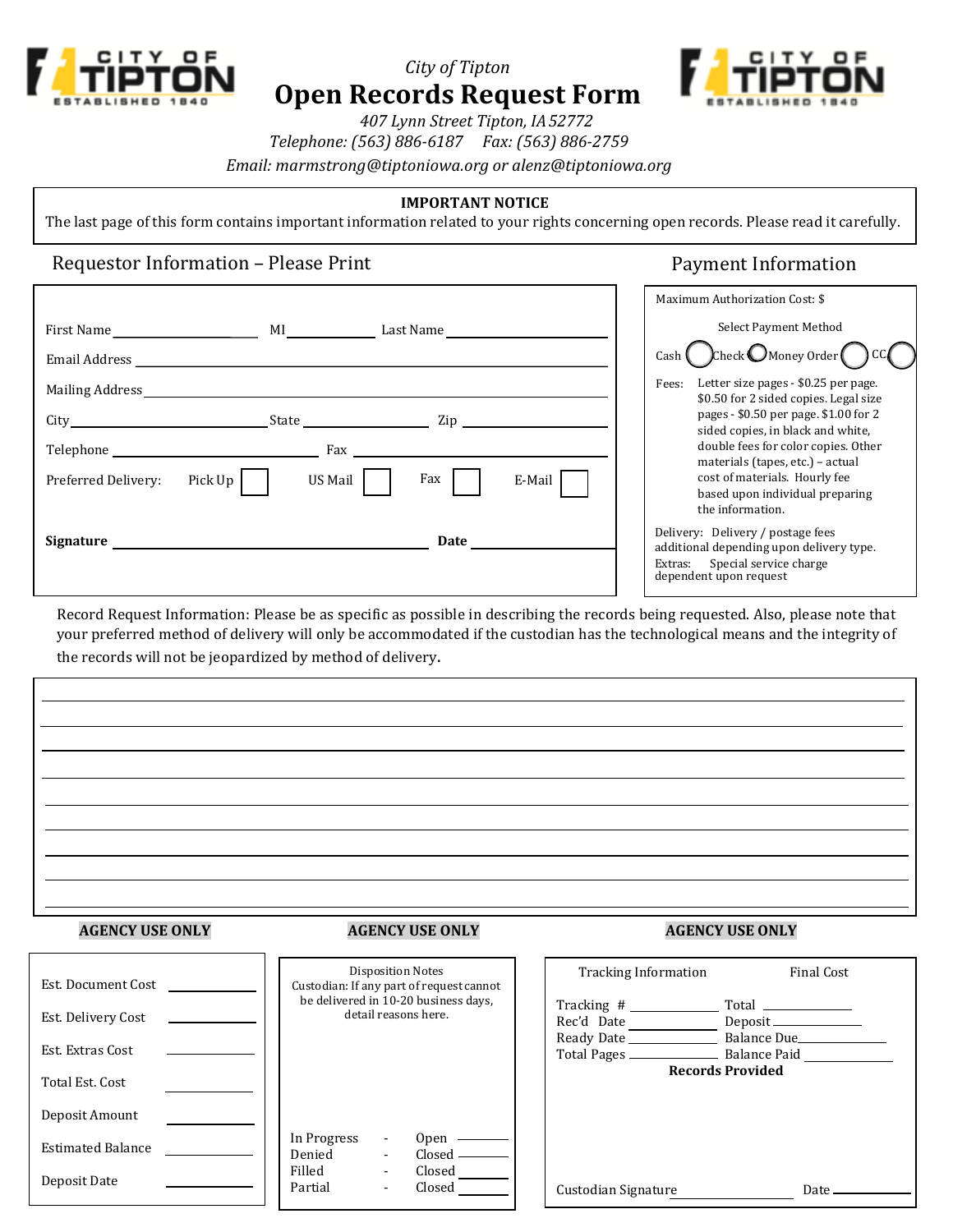*City of Tipton*

# Open Records Request Form

*407 Lynn Street Tipton, IA 52772*
*Telephone: (563) 886-6187 Fax: (563) 886-2759*
*Email: marmstrong@tiptoniowa.org or alenz@tiptoniowa.org*

**IMPORTANT NOTICE**
The last page of this form contains important information related to your rights concerning open records. Please read it carefully.

## Requestor Information – Please Print

First Name ____________ MI ________ Last Name ______________

Email Address ______________________________________

Mailing Address ____________________________________

City ______________ State __________ Zip __________

Telephone ______________ Fax ______________

Preferred Delivery: Pick Up ☐ US Mail ☐ Fax ☐ E-Mail ☐

**Signature** ______________________ **Date** __________

## Payment Information

Maximum Authorization Cost: $

Select Payment Method

Cash ◯ Check ◯ Money Order ◯ CC ◯

Fees: Letter size pages - $0.25 per page. $0.50 for 2 sided copies. Legal size pages - $0.50 per page. $1.00 for 2 sided copies, in black and white, double fees for color copies. Other materials (tapes, etc.) – actual cost of materials. Hourly fee based upon individual preparing the information.

Delivery: Delivery / postage fees additional depending upon delivery type.

Extras: Special service charge dependent upon request

Record Request Information: Please be as specific as possible in describing the records being requested. Also, please note that your preferred method of delivery will only be accommodated if the custodian has the technological means and the integrity of the records will not be jeopardized by method of delivery.

______________________________________________________________

______________________________________________________________

______________________________________________________________

______________________________________________________________

______________________________________________________________

______________________________________________________________

______________________________________________________________

______________________________________________________________

______________________________________________________________

### AGENCY USE ONLY

Est. Document Cost __________

Est. Delivery Cost __________

Est. Extras Cost __________

Total Est. Cost __________

Deposit Amount __________

Estimated Balance __________

Deposit Date __________

### AGENCY USE ONLY

Disposition Notes
Custodian: If any part of request cannot be delivered in 10-20 business days, detail reasons here.

In Progress - Open ______
Denied - Closed ______
Filled - Closed ______
Partial - Closed ______

### AGENCY USE ONLY

| Tracking Information | Final Cost |
|---|---|
| Tracking # ________ | Total ________ |
| Rec'd Date ________ | Deposit ________ |
| Ready Date ________ | Balance Due ________ |
| Total Pages ________ | Balance Paid ________ |

**Records Provided**

Custodian Signature ______________ Date ________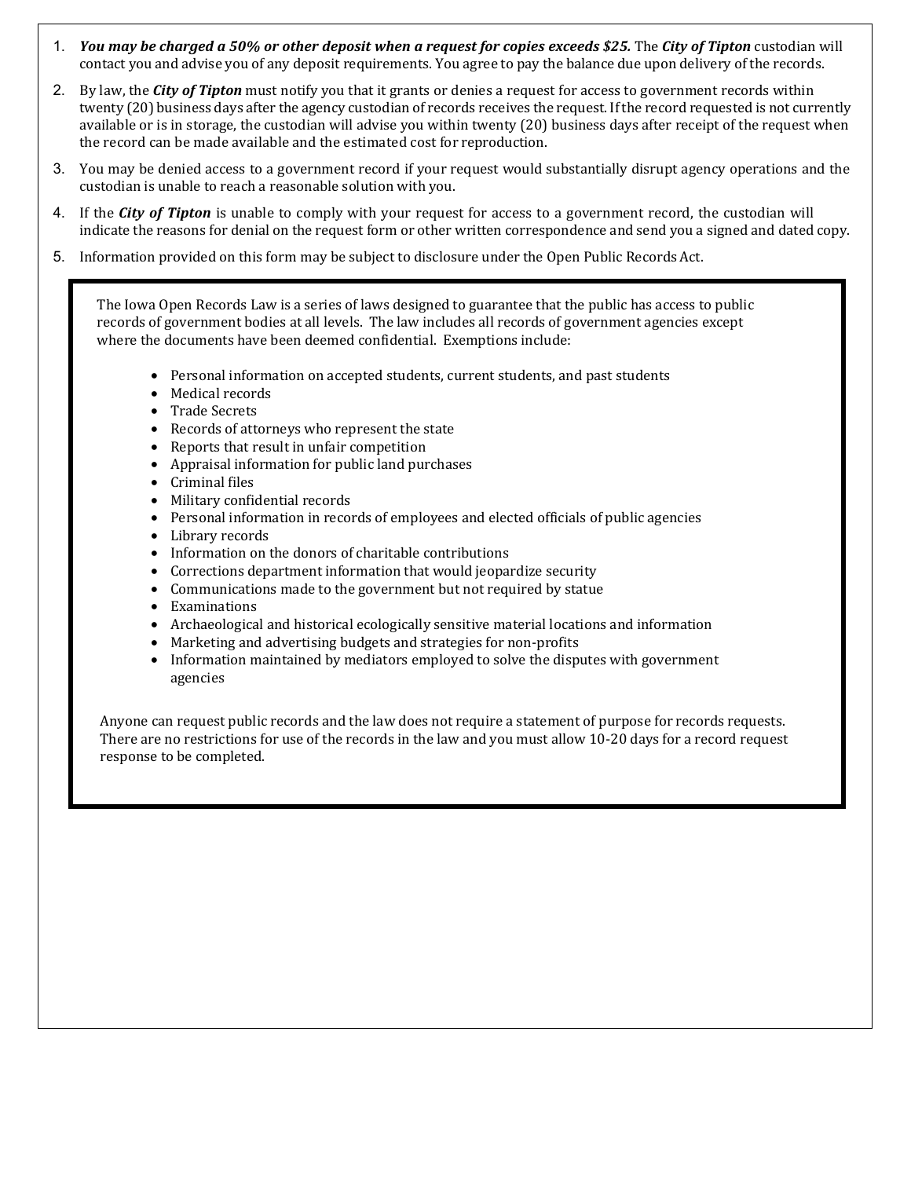1. ***You may be charged a 50% or other deposit when a request for copies exceeds $25.*** The ***City of Tipton*** custodian will contact you and advise you of any deposit requirements. You agree to pay the balance due upon delivery of the records.
2. By law, the ***City of Tipton*** must notify you that it grants or denies a request for access to government records within twenty (20) business days after the agency custodian of records receives the request. If the record requested is not currently available or is in storage, the custodian will advise you within twenty (20) business days after receipt of the request when the record can be made available and the estimated cost for reproduction.
3. You may be denied access to a government record if your request would substantially disrupt agency operations and the custodian is unable to reach a reasonable solution with you.
4. If the ***City of Tipton*** is unable to comply with your request for access to a government record, the custodian will indicate the reasons for denial on the request form or other written correspondence and send you a signed and dated copy.
5. Information provided on this form may be subject to disclosure under the Open Public Records Act.

The Iowa Open Records Law is a series of laws designed to guarantee that the public has access to public records of government bodies at all levels. The law includes all records of government agencies except where the documents have been deemed confidential. Exemptions include:

- Personal information on accepted students, current students, and past students
- Medical records
- Trade Secrets
- Records of attorneys who represent the state
- Reports that result in unfair competition
- Appraisal information for public land purchases
- Criminal files
- Military confidential records
- Personal information in records of employees and elected officials of public agencies
- Library records
- Information on the donors of charitable contributions
- Corrections department information that would jeopardize security
- Communications made to the government but not required by statue
- Examinations
- Archaeological and historical ecologically sensitive material locations and information
- Marketing and advertising budgets and strategies for non-profits
- Information maintained by mediators employed to solve the disputes with government agencies

Anyone can request public records and the law does not require a statement of purpose for records requests. There are no restrictions for use of the records in the law and you must allow 10-20 days for a record request response to be completed.